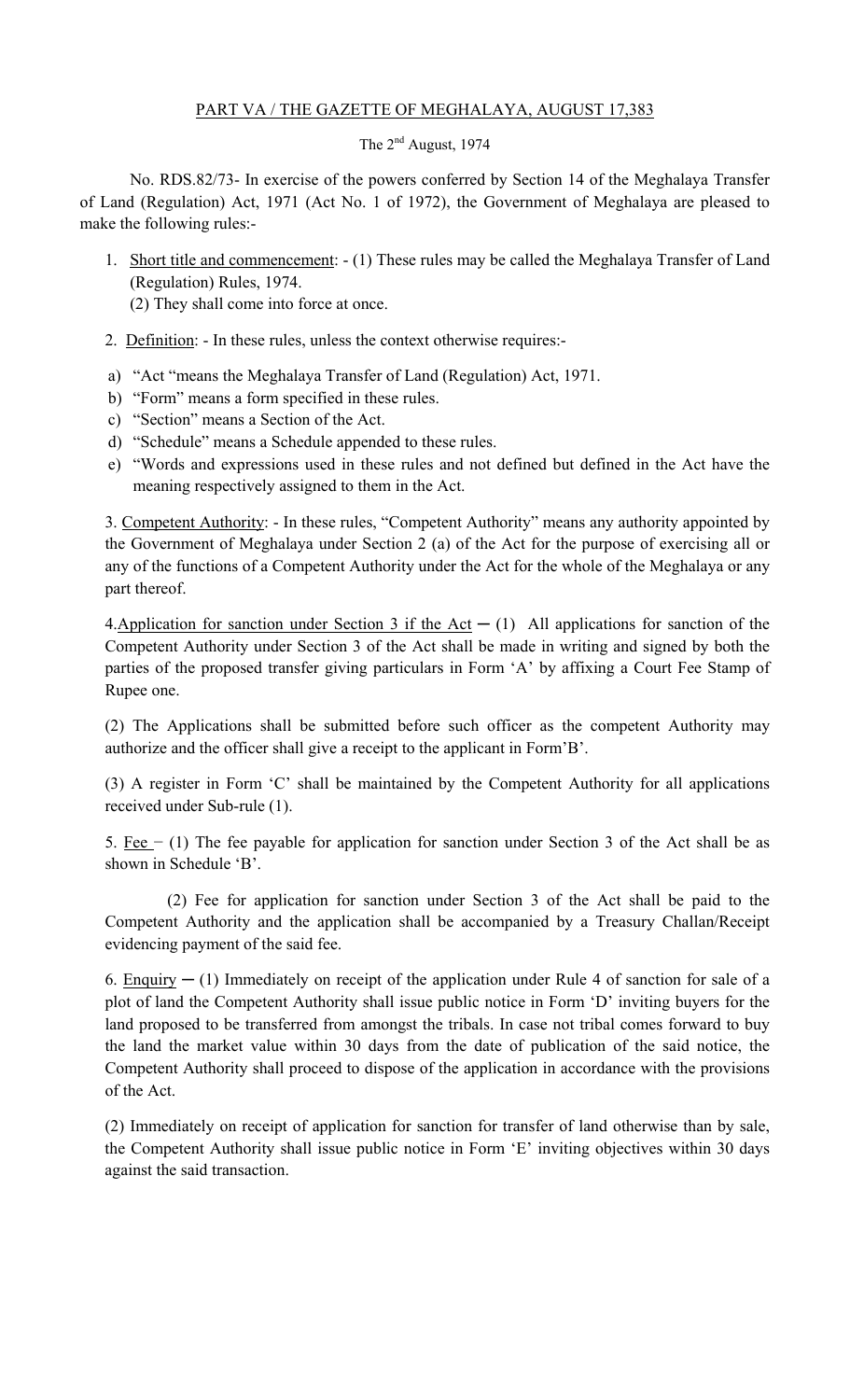PART VA / THE GAZETTE OF MEGHALAYA, AUGUST 17,383

The 2nd August, 1974

No. RDS.82/73- In exercise of the powers conferred by Section 14 of the Meghalaya Transfer of Land (Regulation) Act, 1971 (Act No. 1 of 1972), the Government of Meghalaya are pleased to make the following rules:-

1. Short title and commencement: - (1) These rules may be called the Meghalaya Transfer of Land (Regulation) Rules, 1974.
   (2) They shall come into force at once.

2. Definition: - In these rules, unless the context otherwise requires:-

a) "Act "means the Meghalaya Transfer of Land (Regulation) Act, 1971.
b) "Form" means a form specified in these rules.
c) "Section" means a Section of the Act.
d) "Schedule" means a Schedule appended to these rules.
e) "Words and expressions used in these rules and not defined but defined in the Act have the meaning respectively assigned to them in the Act.

3. Competent Authority: - In these rules, "Competent Authority" means any authority appointed by the Government of Meghalaya under Section 2 (a) of the Act for the purpose of exercising all or any of the functions of a Competent Authority under the Act for the whole of the Meghalaya or any part thereof.

4.Application for sanction under Section 3 if the Act ─ (1) All applications for sanction of the Competent Authority under Section 3 of the Act shall be made in writing and signed by both the parties of the proposed transfer giving particulars in Form 'A' by affixing a Court Fee Stamp of Rupee one.

(2) The Applications shall be submitted before such officer as the competent Authority may authorize and the officer shall give a receipt to the applicant in Form'B'.

(3) A register in Form 'C' shall be maintained by the Competent Authority for all applications received under Sub-rule (1).

5. Fee – (1) The fee payable for application for sanction under Section 3 of the Act shall be as shown in Schedule 'B'.

(2) Fee for application for sanction under Section 3 of the Act shall be paid to the Competent Authority and the application shall be accompanied by a Treasury Challan/Receipt evidencing payment of the said fee.

6. Enquiry ─ (1) Immediately on receipt of the application under Rule 4 of sanction for sale of a plot of land the Competent Authority shall issue public notice in Form 'D' inviting buyers for the land proposed to be transferred from amongst the tribals. In case not tribal comes forward to buy the land the market value within 30 days from the date of publication of the said notice, the Competent Authority shall proceed to dispose of the application in accordance with the provisions of the Act.

(2) Immediately on receipt of application for sanction for transfer of land otherwise than by sale, the Competent Authority shall issue public notice in Form 'E' inviting objectives within 30 days against the said transaction.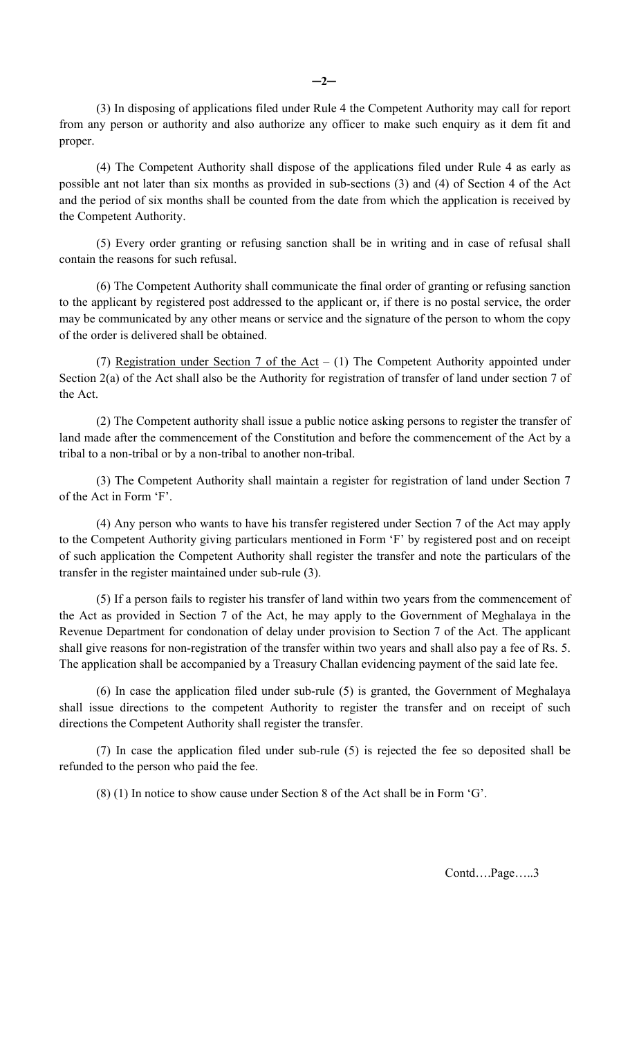(3) In disposing of applications filed under Rule 4 the Competent Authority may call for report from any person or authority and also authorize any officer to make such enquiry as it dem fit and proper.

(4) The Competent Authority shall dispose of the applications filed under Rule 4 as early as possible ant not later than six months as provided in sub-sections (3) and (4) of Section 4 of the Act and the period of six months shall be counted from the date from which the application is received by the Competent Authority.

(5) Every order granting or refusing sanction shall be in writing and in case of refusal shall contain the reasons for such refusal.

(6) The Competent Authority shall communicate the final order of granting or refusing sanction to the applicant by registered post addressed to the applicant or, if there is no postal service, the order may be communicated by any other means or service and the signature of the person to whom the copy of the order is delivered shall be obtained.

(7) Registration under Section 7 of the Act – (1) The Competent Authority appointed under Section 2(a) of the Act shall also be the Authority for registration of transfer of land under section 7 of the Act.

(2) The Competent authority shall issue a public notice asking persons to register the transfer of land made after the commencement of the Constitution and before the commencement of the Act by a tribal to a non-tribal or by a non-tribal to another non-tribal.

(3) The Competent Authority shall maintain a register for registration of land under Section 7 of the Act in Form 'F'.

(4) Any person who wants to have his transfer registered under Section 7 of the Act may apply to the Competent Authority giving particulars mentioned in Form 'F' by registered post and on receipt of such application the Competent Authority shall register the transfer and note the particulars of the transfer in the register maintained under sub-rule (3).

(5) If a person fails to register his transfer of land within two years from the commencement of the Act as provided in Section 7 of the Act, he may apply to the Government of Meghalaya in the Revenue Department for condonation of delay under provision to Section 7 of the Act. The applicant shall give reasons for non-registration of the transfer within two years and shall also pay a fee of Rs. 5. The application shall be accompanied by a Treasury Challan evidencing payment of the said late fee.

(6) In case the application filed under sub-rule (5) is granted, the Government of Meghalaya shall issue directions to the competent Authority to register the transfer and on receipt of such directions the Competent Authority shall register the transfer.

(7) In case the application filed under sub-rule (5) is rejected the fee so deposited shall be refunded to the person who paid the fee.

(8) (1) In notice to show cause under Section 8 of the Act shall be in Form 'G'.

Contd….Page…..3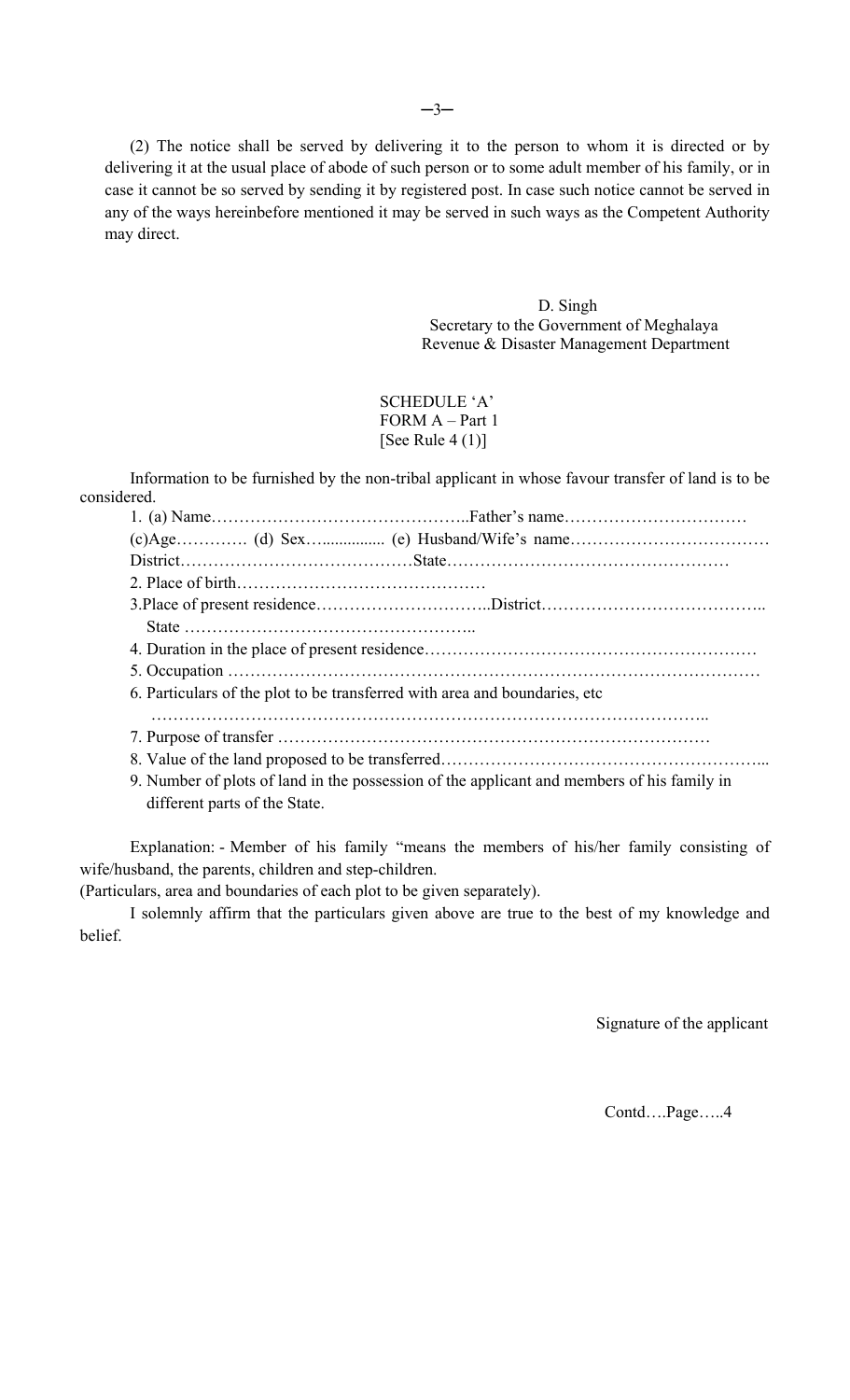(2) The notice shall be served by delivering it to the person to whom it is directed or by delivering it at the usual place of abode of such person or to some adult member of his family, or in case it cannot be so served by sending it by registered post. In case such notice cannot be served in any of the ways hereinbefore mentioned it may be served in such ways as the Competent Authority may direct.

D. Singh
Secretary to the Government of Meghalaya
Revenue & Disaster Management Department

SCHEDULE 'A'
FORM A – Part 1
[See Rule 4 (1)]

Information to be furnished by the non-tribal applicant in whose favour transfer of land is to be considered.

1. (a) Name………………………………………..Father's name……………………………
   (c)Age…………. (d) Sex….............. (e) Husband/Wife's name………………………………
   District……………………………………State……………………………………………
2. Place of birth………………………………………
3. Place of present residence…………………………..District…………………………………..
   State ……………………………………………..
4. Duration in the place of present residence……………………………………………………
5. Occupation ……………………………………………………………………………………
6. Particulars of the plot to be transferred with area and boundaries, etc
   ………………………………………………………………………………………..
7. Purpose of transfer ……………………………………………………………………
8. Value of the land proposed to be transferred………………………………………………...
9. Number of plots of land in the possession of the applicant and members of his family in different parts of the State.

Explanation: - Member of his family "means the members of his/her family consisting of wife/husband, the parents, children and step-children.
(Particulars, area and boundaries of each plot to be given separately).

I solemnly affirm that the particulars given above are true to the best of my knowledge and belief.

Signature of the applicant

Contd….Page…..4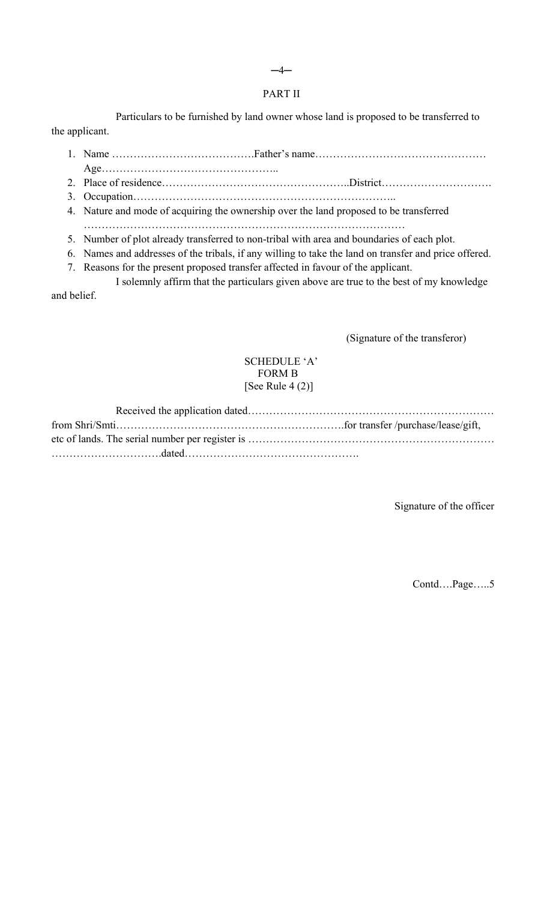## PART II

Particulars to be furnished by land owner whose land is proposed to be transferred to the applicant.

1. Name …………………………………Father's name…………………………………………… Age…………………………………………..
2. Place of residence……………………………………………..District………………………….
3. Occupation………………………………………………………………..
4. Nature and mode of acquiring the ownership over the land proposed to be transferred ………………………………………………………………………………
5. Number of plot already transferred to non-tribal with area and boundaries of each plot.
6. Names and addresses of the tribals, if any willing to take the land on transfer and price offered.
7. Reasons for the present proposed transfer affected in favour of the applicant.

I solemnly affirm that the particulars given above are true to the best of my knowledge and belief.

(Signature of the transferor)

## SCHEDULE 'A'
### FORM B
[See Rule 4 (2)]

Received the application dated…………………………………………………………… from Shri/Smti……………………………………………………….for transfer /purchase/lease/gift, etc of lands. The serial number per register is …………………………………………………………… …………………………dated………………………………………….

Signature of the officer

Contd….Page…..5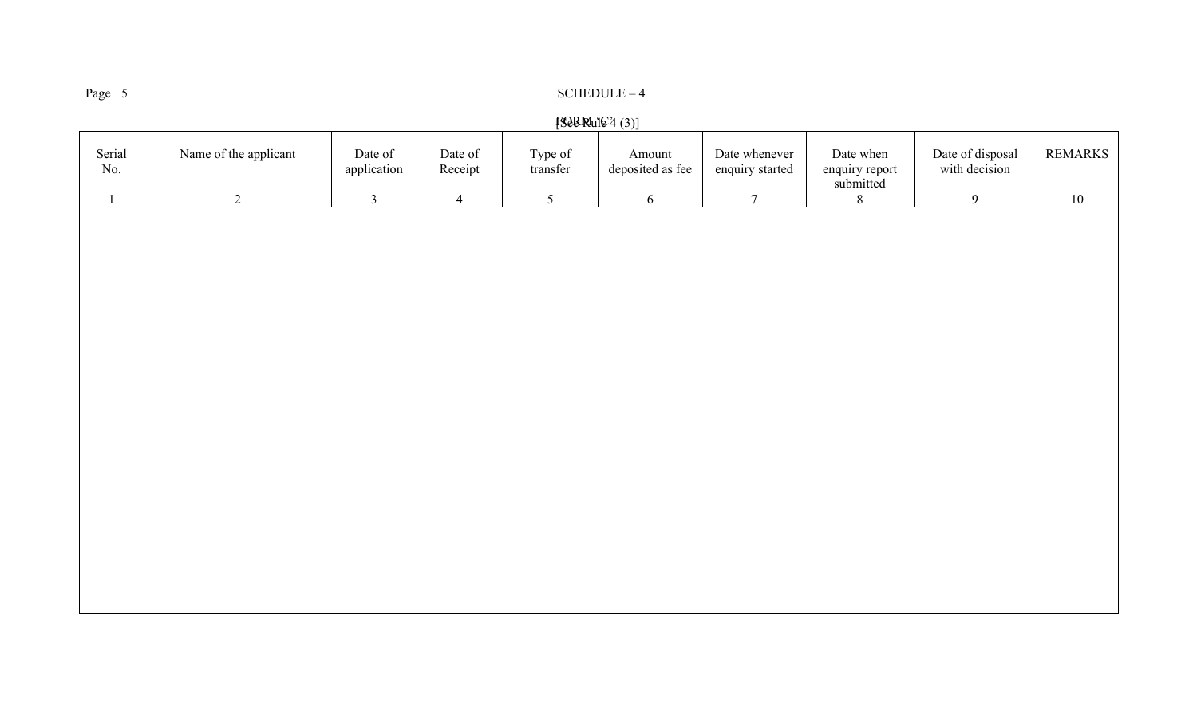SCHEDULE – 4

FORM 'C'

[See Rule 4 (3)]

| Serial No. | Name of the applicant | Date of application | Date of Receipt | Type of transfer | Amount deposited as fee | Date whenever enquiry started | Date when enquiry report submitted | Date of disposal with decision | REMARKS |
|---|---|---|---|---|---|---|---|---|---|
| 1 | 2 | 3 | 4 | 5 | 6 | 7 | 8 | 9 | 10 |
| | | | | | | | | | |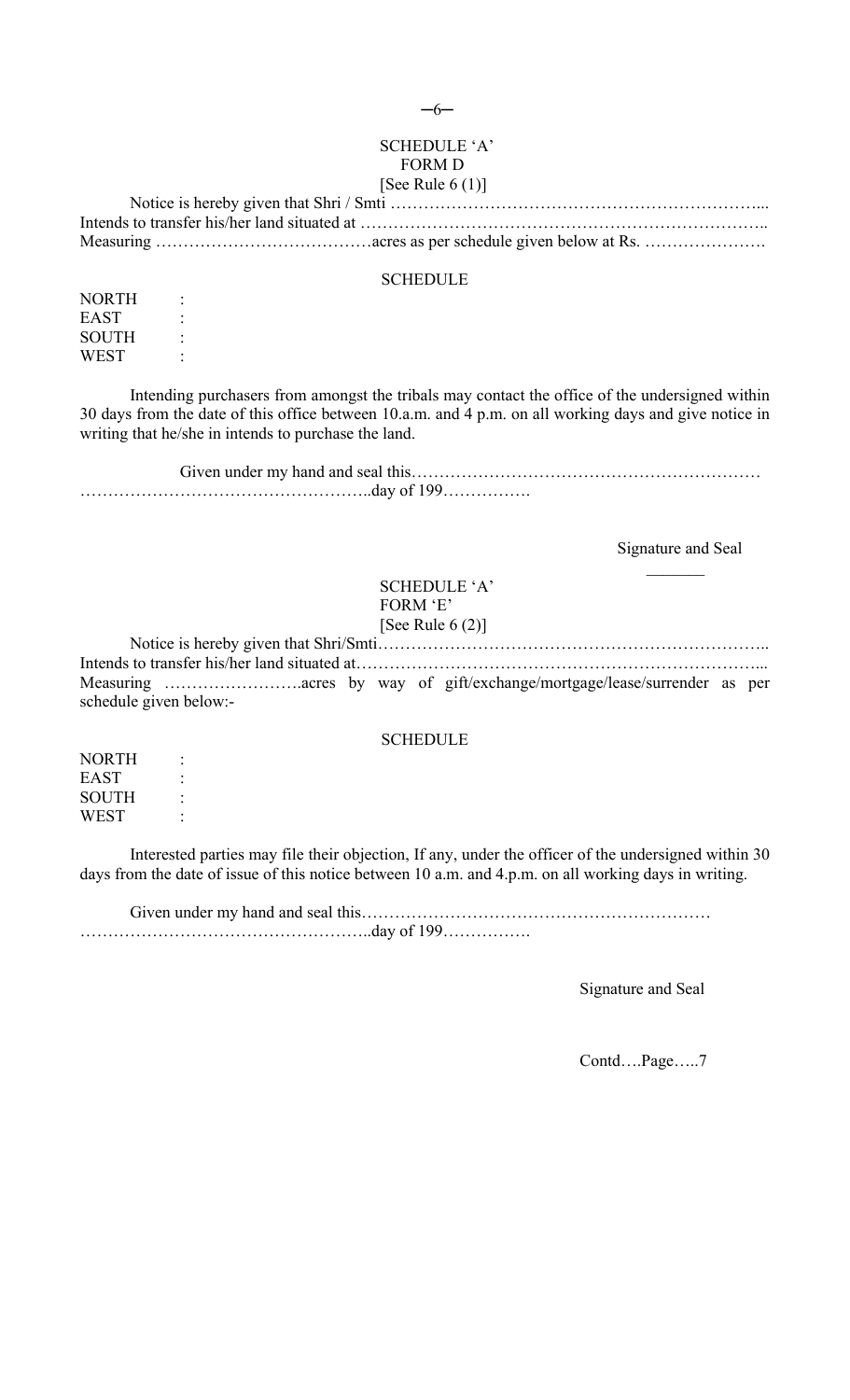SCHEDULE 'A'
FORM D
[See Rule 6 (1)]

Notice is hereby given that Shri / Smti …………………………………………………………...
Intends to transfer his/her land situated at ………………………………………………………………..
Measuring …………………………………acres as per schedule given below at Rs. ………………….

SCHEDULE

NORTH :
EAST :
SOUTH :
WEST :

Intending purchasers from amongst the tribals may contact the office of the undersigned within 30 days from the date of this office between 10.a.m. and 4 p.m. on all working days and give notice in writing that he/she in intends to purchase the land.

Given under my hand and seal this………………………………………………………
……………………………………………..day of 199…………….

Signature and Seal

---

SCHEDULE 'A'
FORM 'E'
[See Rule 6 (2)]

Notice is hereby given that Shri/Smti……………………………………………………………..
Intends to transfer his/her land situated at………………………………………………………………...
Measuring …………………….acres by way of gift/exchange/mortgage/lease/surrender as per schedule given below:-

SCHEDULE

NORTH :
EAST :
SOUTH :
WEST :

Interested parties may file their objection, If any, under the officer of the undersigned within 30 days from the date of issue of this notice between 10 a.m. and 4.p.m. on all working days in writing.

Given under my hand and seal this………………………………………………………
……………………………………………..day of 199…………….

Signature and Seal

Contd….Page…..7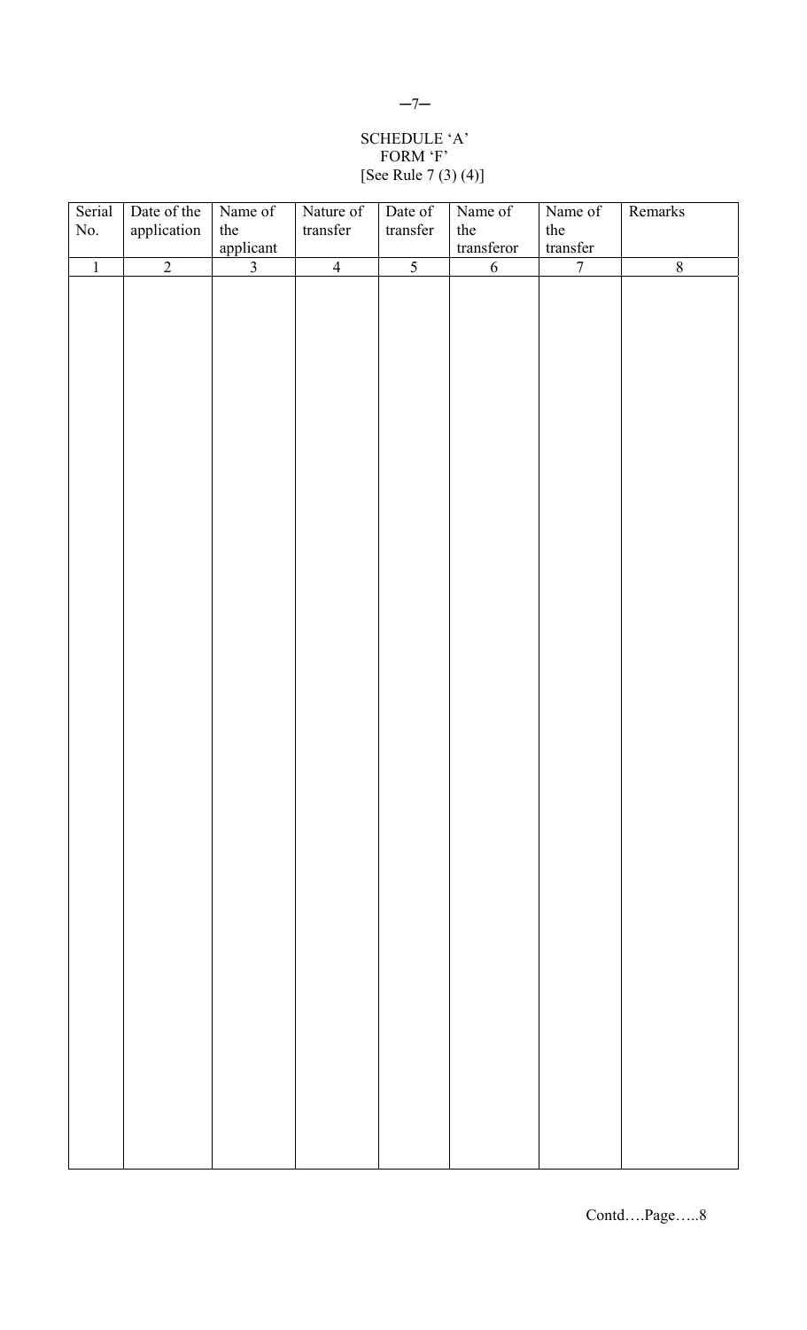SCHEDULE 'A'

FORM 'F'

[See Rule 7 (3) (4)]

| Serial No. | Date of the application | Name of the applicant | Nature of transfer | Date of transfer | Name of the transferor | Name of the transfer | Remarks |
|---|---|---|---|---|---|---|---|
| 1 | 2 | 3 | 4 | 5 | 6 | 7 | 8 |
| | | | | | | | |

Contd….Page…..8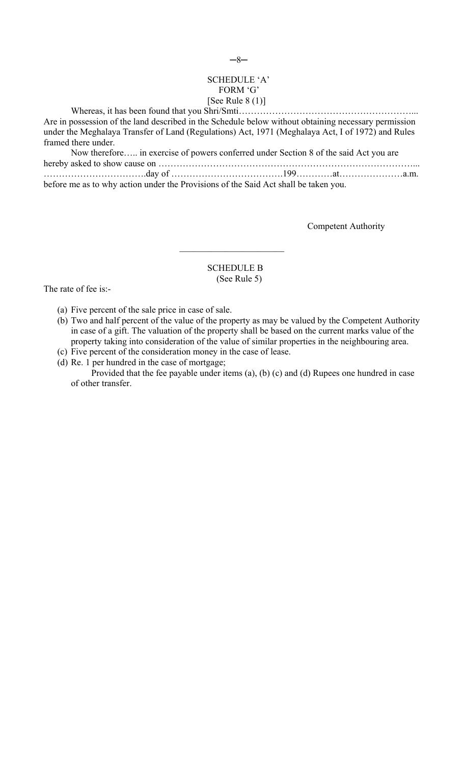SCHEDULE 'A'
FORM 'G'
[See Rule 8 (1)]

Whereas, it has been found that you Shri/Smti…………………………………………………... Are in possession of the land described in the Schedule below without obtaining necessary permission under the Meghalaya Transfer of Land (Regulations) Act, 1971 (Meghalaya Act, I of 1972) and Rules framed there under.

Now therefore….. in exercise of powers conferred under Section 8 of the said Act you are hereby asked to show cause on …………………………………………………………………………... …………………………….day of ……………………………….199…………at…………………a.m. before me as to why action under the Provisions of the Said Act shall be taken you.

Competent Authority

---

SCHEDULE B
(See Rule 5)

The rate of fee is:-

(a) Five percent of the sale price in case of sale.
(b) Two and half percent of the value of the property as may be valued by the Competent Authority in case of a gift. The valuation of the property shall be based on the current marks value of the property taking into consideration of the value of similar properties in the neighbouring area.
(c) Five percent of the consideration money in the case of lease.
(d) Re. 1 per hundred in the case of mortgage;

Provided that the fee payable under items (a), (b) (c) and (d) Rupees one hundred in case of other transfer.